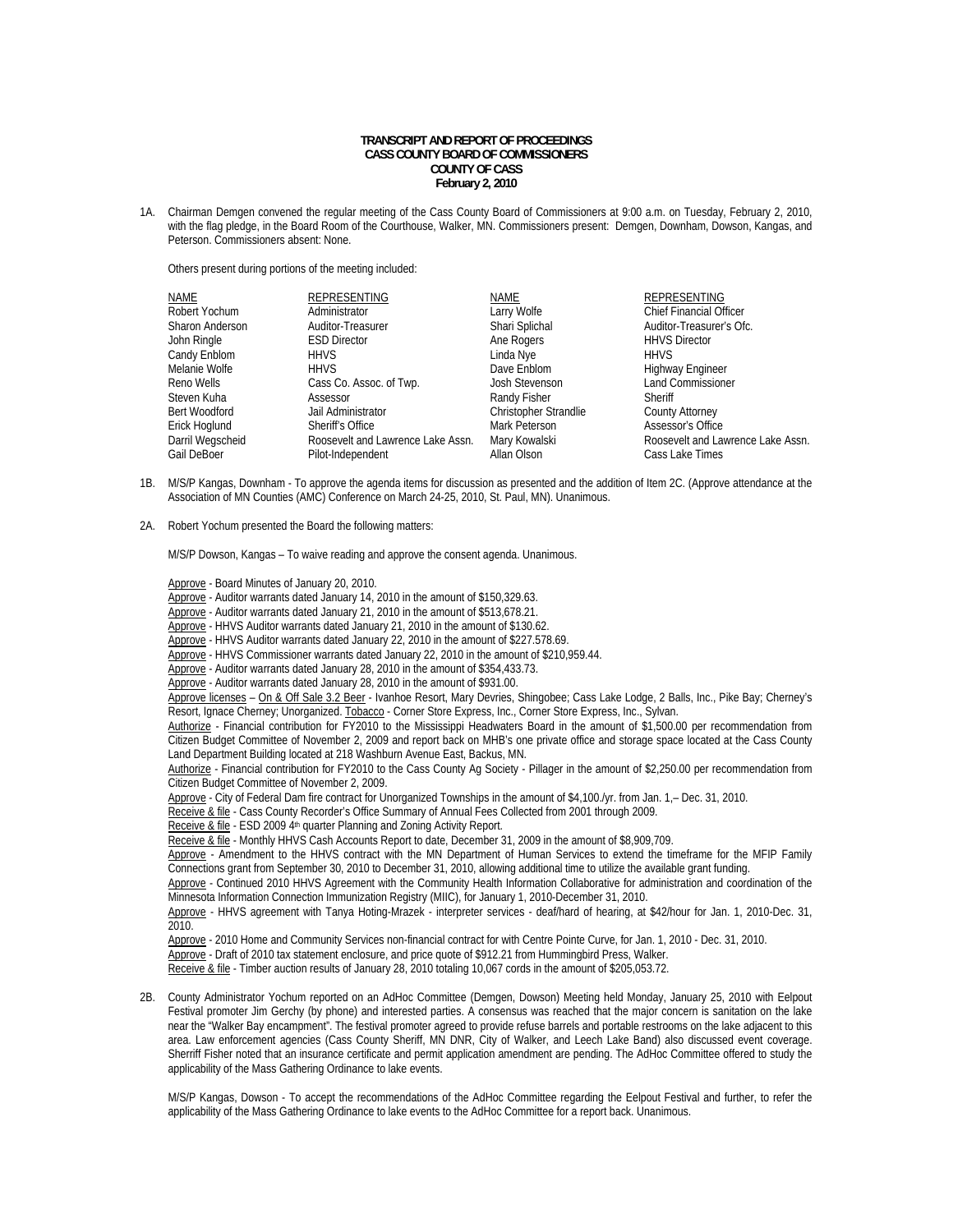**TRANSCRIPT AND REPORT OF PROCEEDINGS**
**CASS COUNTY BOARD OF COMMISSIONERS**
**COUNTY OF CASS**
**February 2, 2010**

1A. Chairman Demgen convened the regular meeting of the Cass County Board of Commissioners at 9:00 a.m. on Tuesday, February 2, 2010, with the flag pledge, in the Board Room of the Courthouse, Walker, MN. Commissioners present: Demgen, Downham, Dowson, Kangas, and Peterson. Commissioners absent: None.

Others present during portions of the meeting included:

| NAME | REPRESENTING | NAME | REPRESENTING |
|---|---|---|---|
| Robert Yochum | Administrator | Larry Wolfe | Chief Financial Officer |
| Sharon Anderson | Auditor-Treasurer | Shari Splichal | Auditor-Treasurer's Ofc. |
| John Ringle | ESD Director | Ane Rogers | HHVS Director |
| Candy Enblom | HHVS | Linda Nye | HHVS |
| Melanie Wolfe | HHVS | Dave Enblom | Highway Engineer |
| Reno Wells | Cass Co. Assoc. of Twp. | Josh Stevenson | Land Commissioner |
| Steven Kuha | Assessor | Randy Fisher | Sheriff |
| Bert Woodford | Jail Administrator | Christopher Strandlie | County Attorney |
| Erick Hoglund | Sheriff's Office | Mark Peterson | Assessor's Office |
| Darril Wegscheid | Roosevelt and Lawrence Lake Assn. | Mary Kowalski | Roosevelt and Lawrence Lake Assn. |
| Gail DeBoer | Pilot-Independent | Allan Olson | Cass Lake Times |

1B. M/S/P Kangas, Downham - To approve the agenda items for discussion as presented and the addition of Item 2C. (Approve attendance at the Association of MN Counties (AMC) Conference on March 24-25, 2010, St. Paul, MN). Unanimous.

2A. Robert Yochum presented the Board the following matters:

M/S/P Dowson, Kangas – To waive reading and approve the consent agenda. Unanimous.

Approve - Board Minutes of January 20, 2010.
Approve - Auditor warrants dated January 14, 2010 in the amount of $150,329.63.
Approve - Auditor warrants dated January 21, 2010 in the amount of $513,678.21.
Approve - HHVS Auditor warrants dated January 21, 2010 in the amount of $130.62.
Approve - HHVS Auditor warrants dated January 22, 2010 in the amount of $227.578.69.
Approve - HHVS Commissioner warrants dated January 22, 2010 in the amount of $210,959.44.
Approve - Auditor warrants dated January 28, 2010 in the amount of $354,433.73.
Approve - Auditor warrants dated January 28, 2010 in the amount of $931.00.
Approve licenses – On & Off Sale 3.2 Beer - Ivanhoe Resort, Mary Devries, Shingobee; Cass Lake Lodge, 2 Balls, Inc., Pike Bay; Cherney's Resort, Ignace Cherney; Unorganized. Tobacco - Corner Store Express, Inc., Corner Store Express, Inc., Sylvan.
Authorize - Financial contribution for FY2010 to the Mississippi Headwaters Board in the amount of $1,500.00 per recommendation from Citizen Budget Committee of November 2, 2009 and report back on MHB's one private office and storage space located at the Cass County Land Department Building located at 218 Washburn Avenue East, Backus, MN.
Authorize - Financial contribution for FY2010 to the Cass County Ag Society - Pillager in the amount of $2,250.00 per recommendation from Citizen Budget Committee of November 2, 2009.
Approve - City of Federal Dam fire contract for Unorganized Townships in the amount of $4,100./yr. from Jan. 1,– Dec. 31, 2010.
Receive & file - Cass County Recorder's Office Summary of Annual Fees Collected from 2001 through 2009.
Receive & file - ESD 2009 4th quarter Planning and Zoning Activity Report.
Receive & file - Monthly HHVS Cash Accounts Report to date, December 31, 2009 in the amount of $8,909,709.
Approve - Amendment to the HHVS contract with the MN Department of Human Services to extend the timeframe for the MFIP Family Connections grant from September 30, 2010 to December 31, 2010, allowing additional time to utilize the available grant funding.
Approve - Continued 2010 HHVS Agreement with the Community Health Information Collaborative for administration and coordination of the Minnesota Information Connection Immunization Registry (MIIC), for January 1, 2010-December 31, 2010.
Approve - HHVS agreement with Tanya Hoting-Mrazek - interpreter services - deaf/hard of hearing, at $42/hour for Jan. 1, 2010-Dec. 31, 2010.
Approve - 2010 Home and Community Services non-financial contract for with Centre Pointe Curve, for Jan. 1, 2010 - Dec. 31, 2010.
Approve - Draft of 2010 tax statement enclosure, and price quote of $912.21 from Hummingbird Press, Walker.
Receive & file - Timber auction results of January 28, 2010 totaling 10,067 cords in the amount of $205,053.72.

2B. County Administrator Yochum reported on an AdHoc Committee (Demgen, Dowson) Meeting held Monday, January 25, 2010 with Eelpout Festival promoter Jim Gerchy (by phone) and interested parties. A consensus was reached that the major concern is sanitation on the lake near the "Walker Bay encampment". The festival promoter agreed to provide refuse barrels and portable restrooms on the lake adjacent to this area. Law enforcement agencies (Cass County Sheriff, MN DNR, City of Walker, and Leech Lake Band) also discussed event coverage. Sherriff Fisher noted that an insurance certificate and permit application amendment are pending. The AdHoc Committee offered to study the applicability of the Mass Gathering Ordinance to lake events.

M/S/P Kangas, Dowson - To accept the recommendations of the AdHoc Committee regarding the Eelpout Festival and further, to refer the applicability of the Mass Gathering Ordinance to lake events to the AdHoc Committee for a report back. Unanimous.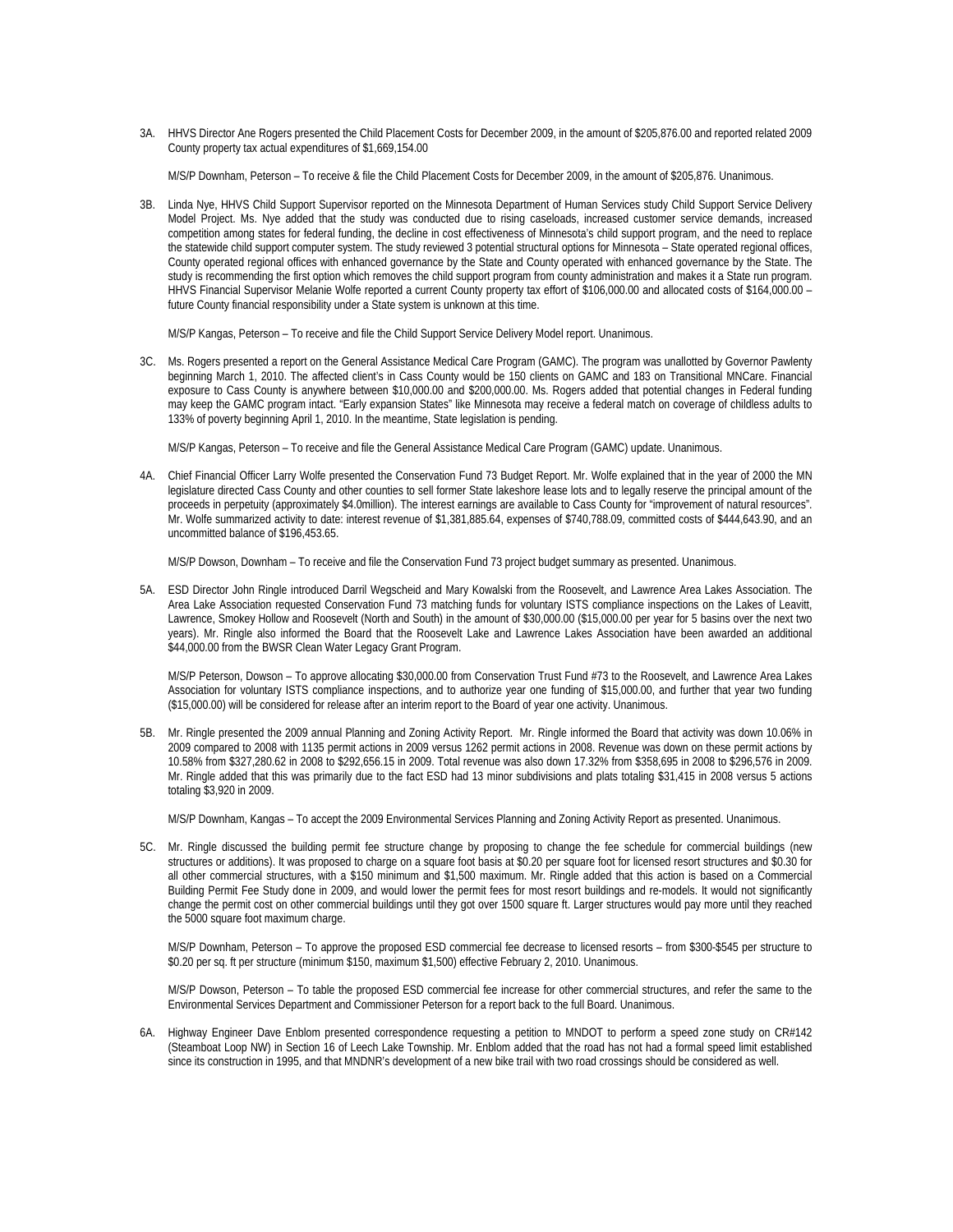3A. HHVS Director Ane Rogers presented the Child Placement Costs for December 2009, in the amount of $205,876.00 and reported related 2009 County property tax actual expenditures of $1,669,154.00

M/S/P Downham, Peterson – To receive & file the Child Placement Costs for December 2009, in the amount of $205,876. Unanimous.

3B. Linda Nye, HHVS Child Support Supervisor reported on the Minnesota Department of Human Services study Child Support Service Delivery Model Project. Ms. Nye added that the study was conducted due to rising caseloads, increased customer service demands, increased competition among states for federal funding, the decline in cost effectiveness of Minnesota's child support program, and the need to replace the statewide child support computer system. The study reviewed 3 potential structural options for Minnesota – State operated regional offices, County operated regional offices with enhanced governance by the State and County operated with enhanced governance by the State. The study is recommending the first option which removes the child support program from county administration and makes it a State run program. HHVS Financial Supervisor Melanie Wolfe reported a current County property tax effort of $106,000.00 and allocated costs of $164,000.00 – future County financial responsibility under a State system is unknown at this time.

M/S/P Kangas, Peterson – To receive and file the Child Support Service Delivery Model report. Unanimous.

3C. Ms. Rogers presented a report on the General Assistance Medical Care Program (GAMC). The program was unallotted by Governor Pawlenty beginning March 1, 2010. The affected client's in Cass County would be 150 clients on GAMC and 183 on Transitional MNCare. Financial exposure to Cass County is anywhere between $10,000.00 and $200,000.00. Ms. Rogers added that potential changes in Federal funding may keep the GAMC program intact. "Early expansion States" like Minnesota may receive a federal match on coverage of childless adults to 133% of poverty beginning April 1, 2010. In the meantime, State legislation is pending.

M/S/P Kangas, Peterson – To receive and file the General Assistance Medical Care Program (GAMC) update. Unanimous.

4A. Chief Financial Officer Larry Wolfe presented the Conservation Fund 73 Budget Report. Mr. Wolfe explained that in the year of 2000 the MN legislature directed Cass County and other counties to sell former State lakeshore lease lots and to legally reserve the principal amount of the proceeds in perpetuity (approximately $4.0million). The interest earnings are available to Cass County for "improvement of natural resources". Mr. Wolfe summarized activity to date: interest revenue of $1,381,885.64, expenses of $740,788.09, committed costs of $444,643.90, and an uncommitted balance of $196,453.65.

M/S/P Dowson, Downham – To receive and file the Conservation Fund 73 project budget summary as presented. Unanimous.

5A. ESD Director John Ringle introduced Darril Wegscheid and Mary Kowalski from the Roosevelt, and Lawrence Area Lakes Association. The Area Lake Association requested Conservation Fund 73 matching funds for voluntary ISTS compliance inspections on the Lakes of Leavitt, Lawrence, Smokey Hollow and Roosevelt (North and South) in the amount of $30,000.00 ($15,000.00 per year for 5 basins over the next two years). Mr. Ringle also informed the Board that the Roosevelt Lake and Lawrence Lakes Association have been awarded an additional $44,000.00 from the BWSR Clean Water Legacy Grant Program.

M/S/P Peterson, Dowson – To approve allocating $30,000.00 from Conservation Trust Fund #73 to the Roosevelt, and Lawrence Area Lakes Association for voluntary ISTS compliance inspections, and to authorize year one funding of $15,000.00, and further that year two funding ($15,000.00) will be considered for release after an interim report to the Board of year one activity. Unanimous.

5B. Mr. Ringle presented the 2009 annual Planning and Zoning Activity Report. Mr. Ringle informed the Board that activity was down 10.06% in 2009 compared to 2008 with 1135 permit actions in 2009 versus 1262 permit actions in 2008. Revenue was down on these permit actions by 10.58% from $327,280.62 in 2008 to $292,656.15 in 2009. Total revenue was also down 17.32% from $358,695 in 2008 to $296,576 in 2009. Mr. Ringle added that this was primarily due to the fact ESD had 13 minor subdivisions and plats totaling $31,415 in 2008 versus 5 actions totaling $3,920 in 2009.

M/S/P Downham, Kangas – To accept the 2009 Environmental Services Planning and Zoning Activity Report as presented. Unanimous.

5C. Mr. Ringle discussed the building permit fee structure change by proposing to change the fee schedule for commercial buildings (new structures or additions). It was proposed to charge on a square foot basis at $0.20 per square foot for licensed resort structures and $0.30 for all other commercial structures, with a $150 minimum and $1,500 maximum. Mr. Ringle added that this action is based on a Commercial Building Permit Fee Study done in 2009, and would lower the permit fees for most resort buildings and re-models. It would not significantly change the permit cost on other commercial buildings until they got over 1500 square ft. Larger structures would pay more until they reached the 5000 square foot maximum charge.

M/S/P Downham, Peterson – To approve the proposed ESD commercial fee decrease to licensed resorts – from $300-$545 per structure to $0.20 per sq. ft per structure (minimum $150, maximum $1,500) effective February 2, 2010. Unanimous.

M/S/P Dowson, Peterson – To table the proposed ESD commercial fee increase for other commercial structures, and refer the same to the Environmental Services Department and Commissioner Peterson for a report back to the full Board. Unanimous.

6A. Highway Engineer Dave Enblom presented correspondence requesting a petition to MNDOT to perform a speed zone study on CR#142 (Steamboat Loop NW) in Section 16 of Leech Lake Township. Mr. Enblom added that the road has not had a formal speed limit established since its construction in 1995, and that MNDNR's development of a new bike trail with two road crossings should be considered as well.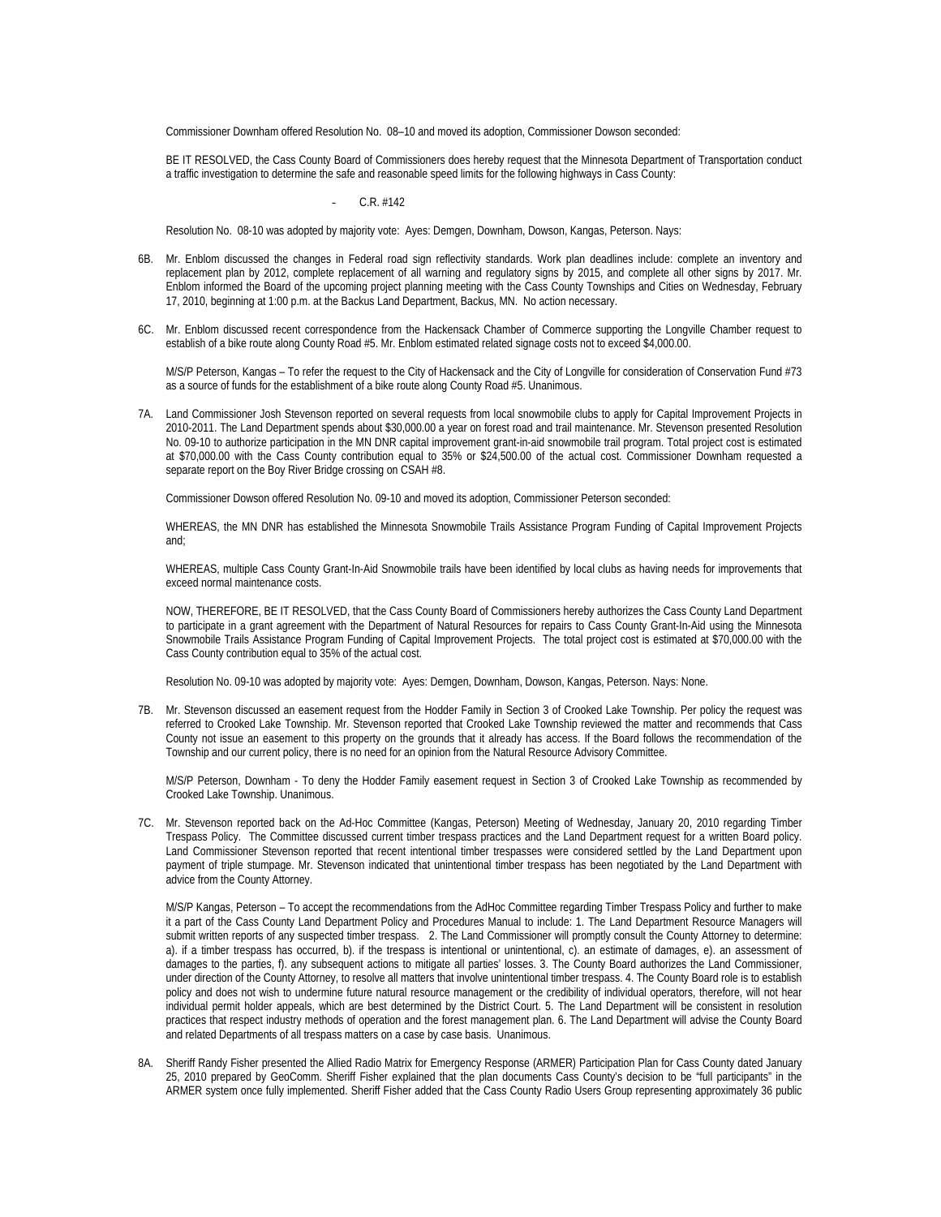Commissioner Downham offered Resolution No. 08–10 and moved its adoption, Commissioner Dowson seconded:

BE IT RESOLVED, the Cass County Board of Commissioners does hereby request that the Minnesota Department of Transportation conduct a traffic investigation to determine the safe and reasonable speed limits for the following highways in Cass County:

- C.R. #142

Resolution No. 08-10 was adopted by majority vote: Ayes: Demgen, Downham, Dowson, Kangas, Peterson. Nays:

6B. Mr. Enblom discussed the changes in Federal road sign reflectivity standards. Work plan deadlines include: complete an inventory and replacement plan by 2012, complete replacement of all warning and regulatory signs by 2015, and complete all other signs by 2017. Mr. Enblom informed the Board of the upcoming project planning meeting with the Cass County Townships and Cities on Wednesday, February 17, 2010, beginning at 1:00 p.m. at the Backus Land Department, Backus, MN. No action necessary.

6C. Mr. Enblom discussed recent correspondence from the Hackensack Chamber of Commerce supporting the Longville Chamber request to establish of a bike route along County Road #5. Mr. Enblom estimated related signage costs not to exceed $4,000.00.

M/S/P Peterson, Kangas – To refer the request to the City of Hackensack and the City of Longville for consideration of Conservation Fund #73 as a source of funds for the establishment of a bike route along County Road #5. Unanimous.

7A. Land Commissioner Josh Stevenson reported on several requests from local snowmobile clubs to apply for Capital Improvement Projects in 2010-2011. The Land Department spends about $30,000.00 a year on forest road and trail maintenance. Mr. Stevenson presented Resolution No. 09-10 to authorize participation in the MN DNR capital improvement grant-in-aid snowmobile trail program. Total project cost is estimated at $70,000.00 with the Cass County contribution equal to 35% or $24,500.00 of the actual cost. Commissioner Downham requested a separate report on the Boy River Bridge crossing on CSAH #8.

Commissioner Dowson offered Resolution No. 09-10 and moved its adoption, Commissioner Peterson seconded:

WHEREAS, the MN DNR has established the Minnesota Snowmobile Trails Assistance Program Funding of Capital Improvement Projects and;

WHEREAS, multiple Cass County Grant-In-Aid Snowmobile trails have been identified by local clubs as having needs for improvements that exceed normal maintenance costs.

NOW, THEREFORE, BE IT RESOLVED, that the Cass County Board of Commissioners hereby authorizes the Cass County Land Department to participate in a grant agreement with the Department of Natural Resources for repairs to Cass County Grant-In-Aid using the Minnesota Snowmobile Trails Assistance Program Funding of Capital Improvement Projects. The total project cost is estimated at $70,000.00 with the Cass County contribution equal to 35% of the actual cost.

Resolution No. 09-10 was adopted by majority vote: Ayes: Demgen, Downham, Dowson, Kangas, Peterson. Nays: None.

7B. Mr. Stevenson discussed an easement request from the Hodder Family in Section 3 of Crooked Lake Township. Per policy the request was referred to Crooked Lake Township. Mr. Stevenson reported that Crooked Lake Township reviewed the matter and recommends that Cass County not issue an easement to this property on the grounds that it already has access. If the Board follows the recommendation of the Township and our current policy, there is no need for an opinion from the Natural Resource Advisory Committee.

M/S/P Peterson, Downham - To deny the Hodder Family easement request in Section 3 of Crooked Lake Township as recommended by Crooked Lake Township. Unanimous.

7C. Mr. Stevenson reported back on the Ad-Hoc Committee (Kangas, Peterson) Meeting of Wednesday, January 20, 2010 regarding Timber Trespass Policy. The Committee discussed current timber trespass practices and the Land Department request for a written Board policy. Land Commissioner Stevenson reported that recent intentional timber trespasses were considered settled by the Land Department upon payment of triple stumpage. Mr. Stevenson indicated that unintentional timber trespass has been negotiated by the Land Department with advice from the County Attorney.

M/S/P Kangas, Peterson – To accept the recommendations from the AdHoc Committee regarding Timber Trespass Policy and further to make it a part of the Cass County Land Department Policy and Procedures Manual to include: 1. The Land Department Resource Managers will submit written reports of any suspected timber trespass. 2. The Land Commissioner will promptly consult the County Attorney to determine: a). if a timber trespass has occurred, b). if the trespass is intentional or unintentional, c). an estimate of damages, e). an assessment of damages to the parties, f). any subsequent actions to mitigate all parties' losses. 3. The County Board authorizes the Land Commissioner, under direction of the County Attorney, to resolve all matters that involve unintentional timber trespass. 4. The County Board role is to establish policy and does not wish to undermine future natural resource management or the credibility of individual operators, therefore, will not hear individual permit holder appeals, which are best determined by the District Court. 5. The Land Department will be consistent in resolution practices that respect industry methods of operation and the forest management plan. 6. The Land Department will advise the County Board and related Departments of all trespass matters on a case by case basis. Unanimous.

8A. Sheriff Randy Fisher presented the Allied Radio Matrix for Emergency Response (ARMER) Participation Plan for Cass County dated January 25, 2010 prepared by GeoComm. Sheriff Fisher explained that the plan documents Cass County's decision to be "full participants" in the ARMER system once fully implemented. Sheriff Fisher added that the Cass County Radio Users Group representing approximately 36 public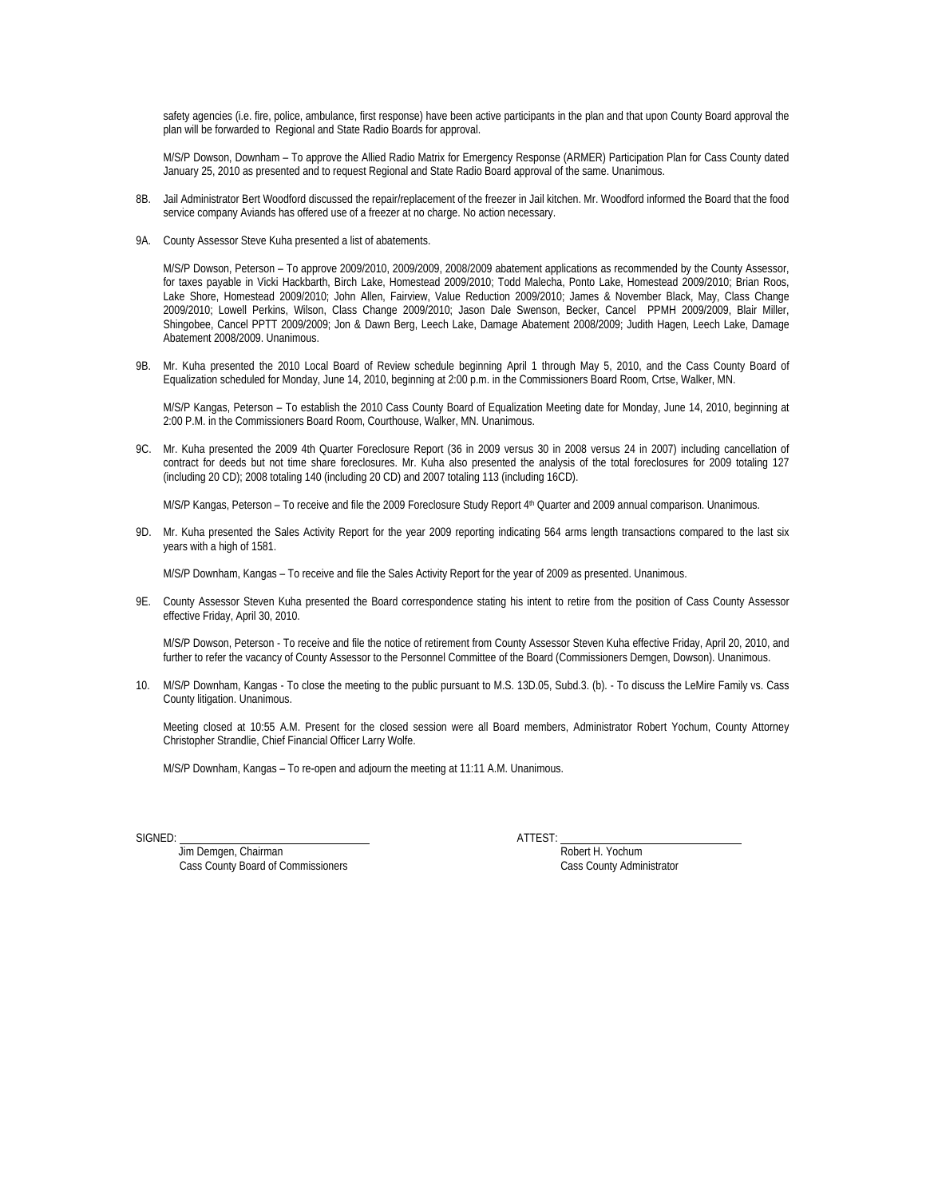safety agencies (i.e. fire, police, ambulance, first response) have been active participants in the plan and that upon County Board approval the plan will be forwarded to Regional and State Radio Boards for approval.

M/S/P Dowson, Downham – To approve the Allied Radio Matrix for Emergency Response (ARMER) Participation Plan for Cass County dated January 25, 2010 as presented and to request Regional and State Radio Board approval of the same. Unanimous.

8B. Jail Administrator Bert Woodford discussed the repair/replacement of the freezer in Jail kitchen. Mr. Woodford informed the Board that the food service company Aviands has offered use of a freezer at no charge. No action necessary.

9A. County Assessor Steve Kuha presented a list of abatements.

M/S/P Dowson, Peterson – To approve 2009/2010, 2009/2009, 2008/2009 abatement applications as recommended by the County Assessor, for taxes payable in Vicki Hackbarth, Birch Lake, Homestead 2009/2010; Todd Malecha, Ponto Lake, Homestead 2009/2010; Brian Roos, Lake Shore, Homestead 2009/2010; John Allen, Fairview, Value Reduction 2009/2010; James & November Black, May, Class Change 2009/2010; Lowell Perkins, Wilson, Class Change 2009/2010; Jason Dale Swenson, Becker, Cancel PPMH 2009/2009, Blair Miller, Shingobee, Cancel PPTT 2009/2009; Jon & Dawn Berg, Leech Lake, Damage Abatement 2008/2009; Judith Hagen, Leech Lake, Damage Abatement 2008/2009. Unanimous.

9B. Mr. Kuha presented the 2010 Local Board of Review schedule beginning April 1 through May 5, 2010, and the Cass County Board of Equalization scheduled for Monday, June 14, 2010, beginning at 2:00 p.m. in the Commissioners Board Room, Crtse, Walker, MN.

M/S/P Kangas, Peterson – To establish the 2010 Cass County Board of Equalization Meeting date for Monday, June 14, 2010, beginning at 2:00 P.M. in the Commissioners Board Room, Courthouse, Walker, MN. Unanimous.

9C. Mr. Kuha presented the 2009 4th Quarter Foreclosure Report (36 in 2009 versus 30 in 2008 versus 24 in 2007) including cancellation of contract for deeds but not time share foreclosures. Mr. Kuha also presented the analysis of the total foreclosures for 2009 totaling 127 (including 20 CD); 2008 totaling 140 (including 20 CD) and 2007 totaling 113 (including 16CD).

M/S/P Kangas, Peterson – To receive and file the 2009 Foreclosure Study Report 4th Quarter and 2009 annual comparison. Unanimous.

9D. Mr. Kuha presented the Sales Activity Report for the year 2009 reporting indicating 564 arms length transactions compared to the last six years with a high of 1581.

M/S/P Downham, Kangas – To receive and file the Sales Activity Report for the year of 2009 as presented. Unanimous.

9E. County Assessor Steven Kuha presented the Board correspondence stating his intent to retire from the position of Cass County Assessor effective Friday, April 30, 2010.

M/S/P Dowson, Peterson - To receive and file the notice of retirement from County Assessor Steven Kuha effective Friday, April 20, 2010, and further to refer the vacancy of County Assessor to the Personnel Committee of the Board (Commissioners Demgen, Dowson). Unanimous.

10. M/S/P Downham, Kangas - To close the meeting to the public pursuant to M.S. 13D.05, Subd.3. (b). - To discuss the LeMire Family vs. Cass County litigation. Unanimous.

Meeting closed at 10:55 A.M. Present for the closed session were all Board members, Administrator Robert Yochum, County Attorney Christopher Strandlie, Chief Financial Officer Larry Wolfe.

M/S/P Downham, Kangas – To re-open and adjourn the meeting at 11:11 A.M. Unanimous.

SIGNED: ______________________________
Jim Demgen, Chairman
Cass County Board of Commissioners

ATTEST: ______________________________
Robert H. Yochum
Cass County Administrator